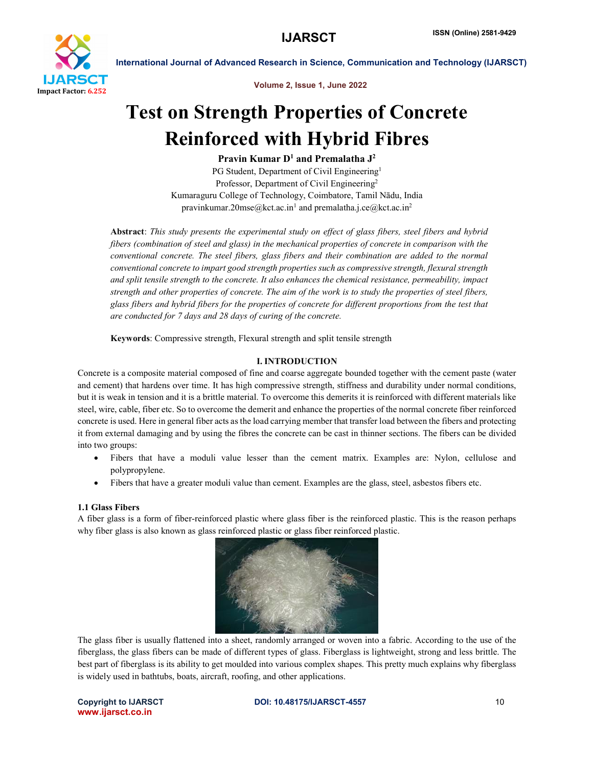# Test on Strength Properties of Concrete Reinforced with Hybrid Fibres

**Pravin Kumar D[1] and Premalatha J[2]**

PG Student, Department of Civil Engineering[1]

Professor, Department of Civil Engineering[2]

Kumaraguru College of Technology, Coimbatore, Tamil Nādu, India

pravinkumar.20mse@kct.ac.in[1] and premalatha.j.ce@kct.ac.in[2]

**Abstract**: *This study presents the experimental study on effect of glass fibers, steel fibers and hybrid fibers (combination of steel and glass) in the mechanical properties of concrete in comparison with the conventional concrete. The steel fibers, glass fibers and their combination are added to the normal conventional concrete to impart good strength properties such as compressive strength, flexural strength and split tensile strength to the concrete. It also enhances the chemical resistance, permeability, impact strength and other properties of concrete. The aim of the work is to study the properties of steel fibers, glass fibers and hybrid fibers for the properties of concrete for different proportions from the test that are conducted for 7 days and 28 days of curing of the concrete.*

**Keywords**: Compressive strength, Flexural strength and split tensile strength

## I. INTRODUCTION

Concrete is a composite material composed of fine and coarse aggregate bounded together with the cement paste (water and cement) that hardens over time. It has high compressive strength, stiffness and durability under normal conditions, but it is weak in tension and it is a brittle material. To overcome this demerits it is reinforced with different materials like steel, wire, cable, fiber etc. So to overcome the demerit and enhance the properties of the normal concrete fiber reinforced concrete is used. Here in general fiber acts as the load carrying member that transfer load between the fibers and protecting it from external damaging and by using the fibres the concrete can be cast in thinner sections. The fibers can be divided into two groups:

- Fibers that have a moduli value lesser than the cement matrix. Examples are: Nylon, cellulose and polypropylene.
- Fibers that have a greater moduli value than cement. Examples are the glass, steel, asbestos fibers etc.

### 1.1 Glass Fibers

A fiber glass is a form of fiber-reinforced plastic where glass fiber is the reinforced plastic. This is the reason perhaps why fiber glass is also known as glass reinforced plastic or glass fiber reinforced plastic.

The glass fiber is usually flattened into a sheet, randomly arranged or woven into a fabric. According to the use of the fiberglass, the glass fibers can be made of different types of glass. Fiberglass is lightweight, strong and less brittle. The best part of fiberglass is its ability to get moulded into various complex shapes. This pretty much explains why fiberglass is widely used in bathtubs, boats, aircraft, roofing, and other applications.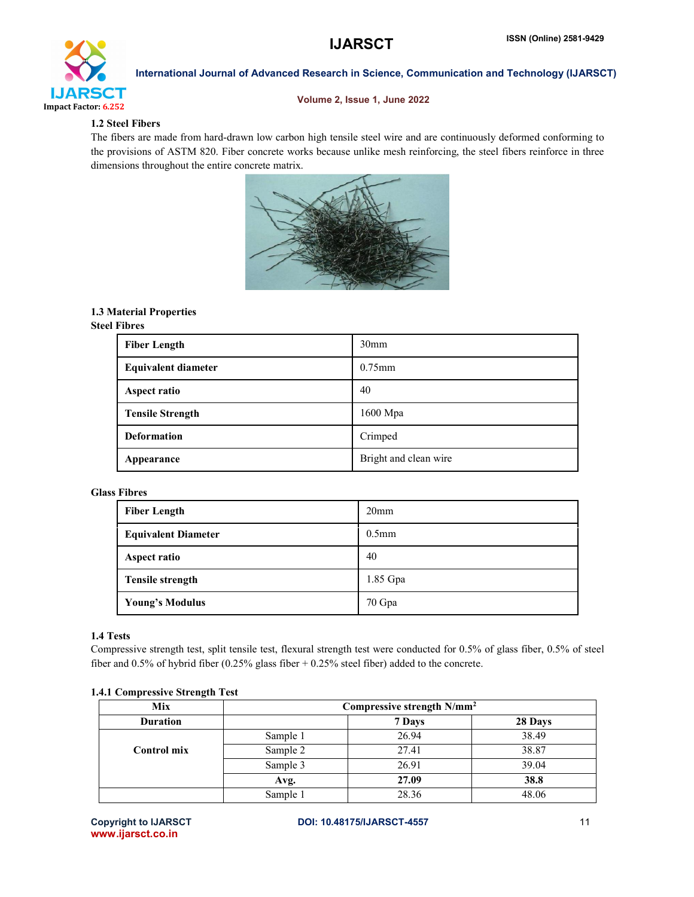### 1.2 Steel Fibers

The fibers are made from hard-drawn low carbon high tensile steel wire and are continuously deformed conforming to the provisions of ASTM 820. Fiber concrete works because unlike mesh reinforcing, the steel fibers reinforce in three dimensions throughout the entire concrete matrix.

### 1.3 Material Properties

**Steel Fibres**

| | |
|---|---|
| **Fiber Length** | 30mm |
| **Equivalent diameter** | 0.75mm |
| **Aspect ratio** | 40 |
| **Tensile Strength** | 1600 Mpa |
| **Deformation** | Crimped |
| **Appearance** | Bright and clean wire |

**Glass Fibres**

| | |
|---|---|
| **Fiber Length** | 20mm |
| **Equivalent Diameter** | 0.5mm |
| **Aspect ratio** | 40 |
| **Tensile strength** | 1.85 Gpa |
| **Young's Modulus** | 70 Gpa |

### 1.4 Tests

Compressive strength test, split tensile test, flexural strength test were conducted for 0.5% of glass fiber, 0.5% of steel fiber and 0.5% of hybrid fiber (0.25% glass fiber + 0.25% steel fiber) added to the concrete.

#### 1.4.1 Compressive Strength Test

| **Mix** | **Compressive strength N/mm$^2$** | | |
|---|---|---|---|
| **Duration** | | **7 Days** | **28 Days** |
| **Control mix** | Sample 1 | 26.94 | 38.49 |
| | Sample 2 | 27.41 | 38.87 |
| | Sample 3 | 26.91 | 39.04 |
| | **Avg.** | **27.09** | **38.8** |
| | Sample 1 | 28.36 | 48.06 |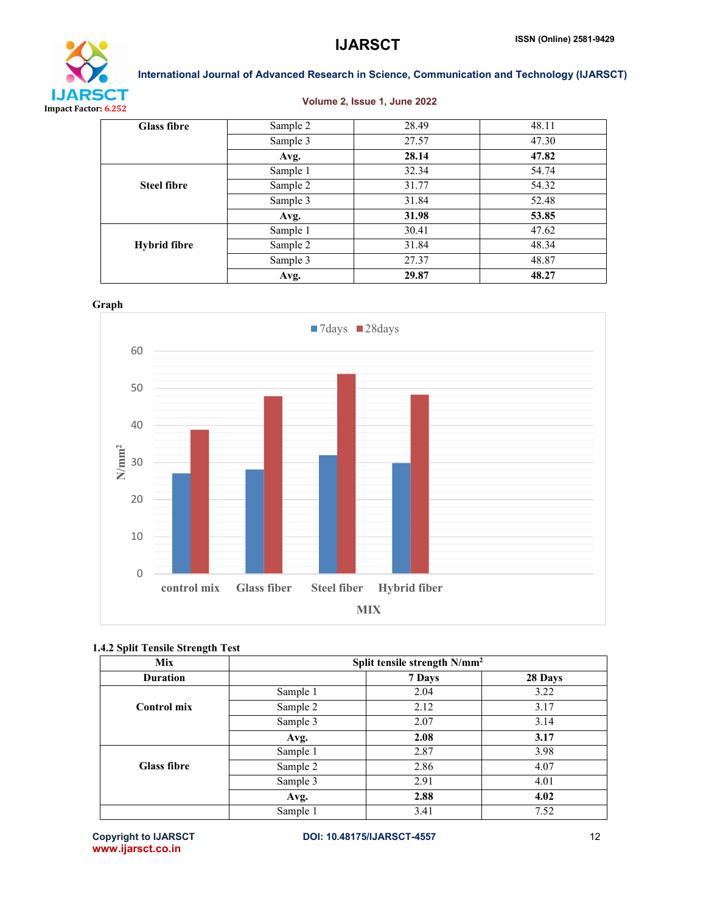| | | | |
|---|---|---|---|
| **Glass fibre** | Sample 2 | 28.49 | 48.11 |
| | Sample 3 | 27.57 | 47.30 |
| | **Avg.** | **28.14** | **47.82** |
| **Steel fibre** | Sample 1 | 32.34 | 54.74 |
| | Sample 2 | 31.77 | 54.32 |
| | Sample 3 | 31.84 | 52.48 |
| | **Avg.** | **31.98** | **53.85** |
| **Hybrid fibre** | Sample 1 | 30.41 | 47.62 |
| | Sample 2 | 31.84 | 48.34 |
| | Sample 3 | 27.37 | 48.87 |
| | **Avg.** | **29.87** | **48.27** |

**Graph**

7days 28days

60
50
40
30
20
10
0

$N/mm^2$

control mix Glass fiber Steel fiber Hybrid fiber

MIX

**1.4.2 Split Tensile Strength Test**

| Mix | Split tensile strength $N/mm^2$ | | |
|---|---|---|---|
| **Duration** | | **7 Days** | **28 Days** |
| **Control mix** | Sample 1 | 2.04 | 3.22 |
| | Sample 2 | 2.12 | 3.17 |
| | Sample 3 | 2.07 | 3.14 |
| | **Avg.** | **2.08** | **3.17** |
| **Glass fibre** | Sample 1 | 2.87 | 3.98 |
| | Sample 2 | 2.86 | 4.07 |
| | Sample 3 | 2.91 | 4.01 |
| | **Avg.** | **2.88** | **4.02** |
| | Sample 1 | 3.41 | 7.52 |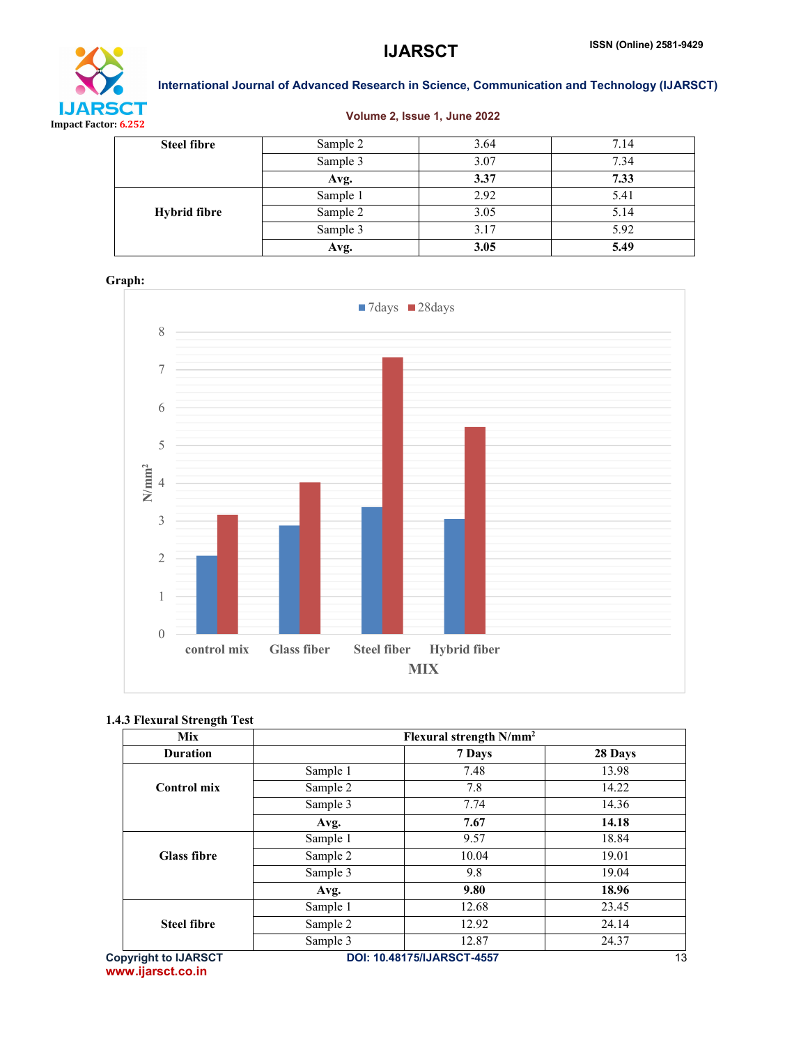| | | | |
|---|---|---|---|
| **Steel fibre** | Sample 2 | 3.64 | 7.14 |
| | Sample 3 | 3.07 | 7.34 |
| | **Avg.** | **3.37** | **7.33** |
| **Hybrid fibre** | Sample 1 | 2.92 | 5.41 |
| | Sample 2 | 3.05 | 5.14 |
| | Sample 3 | 3.17 | 5.92 |
| | **Avg.** | **3.05** | **5.49** |

**Graph:**

7days 28days

8
7
6
5
4
3
2
1
0

N/mm²

control mix Glass fiber Steel fiber Hybrid fiber

MIX

**1.4.3 Flexural Strength Test**

| **Mix** | **Flexural strength N/mm²** | | |
|---|---|---|---|
| **Duration** | | **7 Days** | **28 Days** |
| **Control mix** | Sample 1 | 7.48 | 13.98 |
| | Sample 2 | 7.8 | 14.22 |
| | Sample 3 | 7.74 | 14.36 |
| | **Avg.** | **7.67** | **14.18** |
| **Glass fibre** | Sample 1 | 9.57 | 18.84 |
| | Sample 2 | 10.04 | 19.01 |
| | Sample 3 | 9.8 | 19.04 |
| | **Avg.** | **9.80** | **18.96** |
| **Steel fibre** | Sample 1 | 12.68 | 23.45 |
| | Sample 2 | 12.92 | 24.14 |
| | Sample 3 | 12.87 | 24.37 |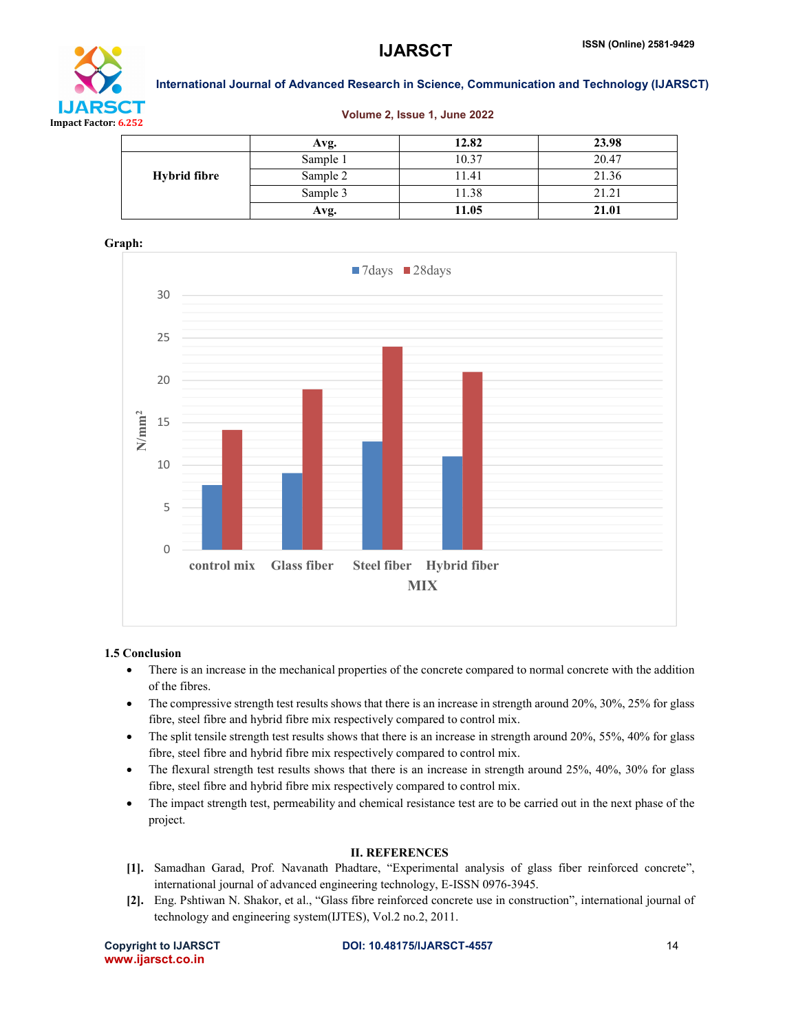| | | | |
|---|---|---|---|
| | **Avg.** | **12.82** | **23.98** |
| **Hybrid fibre** | Sample 1 | 10.37 | 20.47 |
| | Sample 2 | 11.41 | 21.36 |
| | Sample 3 | 11.38 | 21.21 |
| | **Avg.** | **11.05** | **21.01** |

**Graph:**

7days 28days

N/mm$^2$

30
25
20
15
10
5
0

control mix Glass fiber Steel fiber Hybrid fiber

MIX

### 1.5 Conclusion

- There is an increase in the mechanical properties of the concrete compared to normal concrete with the addition of the fibres.
- The compressive strength test results shows that there is an increase in strength around 20%, 30%, 25% for glass fibre, steel fibre and hybrid fibre mix respectively compared to control mix.
- The split tensile strength test results shows that there is an increase in strength around 20%, 55%, 40% for glass fibre, steel fibre and hybrid fibre mix respectively compared to control mix.
- The flexural strength test results shows that there is an increase in strength around 25%, 40%, 30% for glass fibre, steel fibre and hybrid fibre mix respectively compared to control mix.
- The impact strength test, permeability and chemical resistance test are to be carried out in the next phase of the project.

## II. REFERENCES

**[1].** Samadhan Garad, Prof. Navanath Phadtare, "Experimental analysis of glass fiber reinforced concrete", international journal of advanced engineering technology, E-ISSN 0976-3945.

**[2].** Eng. Pshtiwan N. Shakor, et al., "Glass fibre reinforced concrete use in construction", international journal of technology and engineering system(IJTES), Vol.2 no.2, 2011.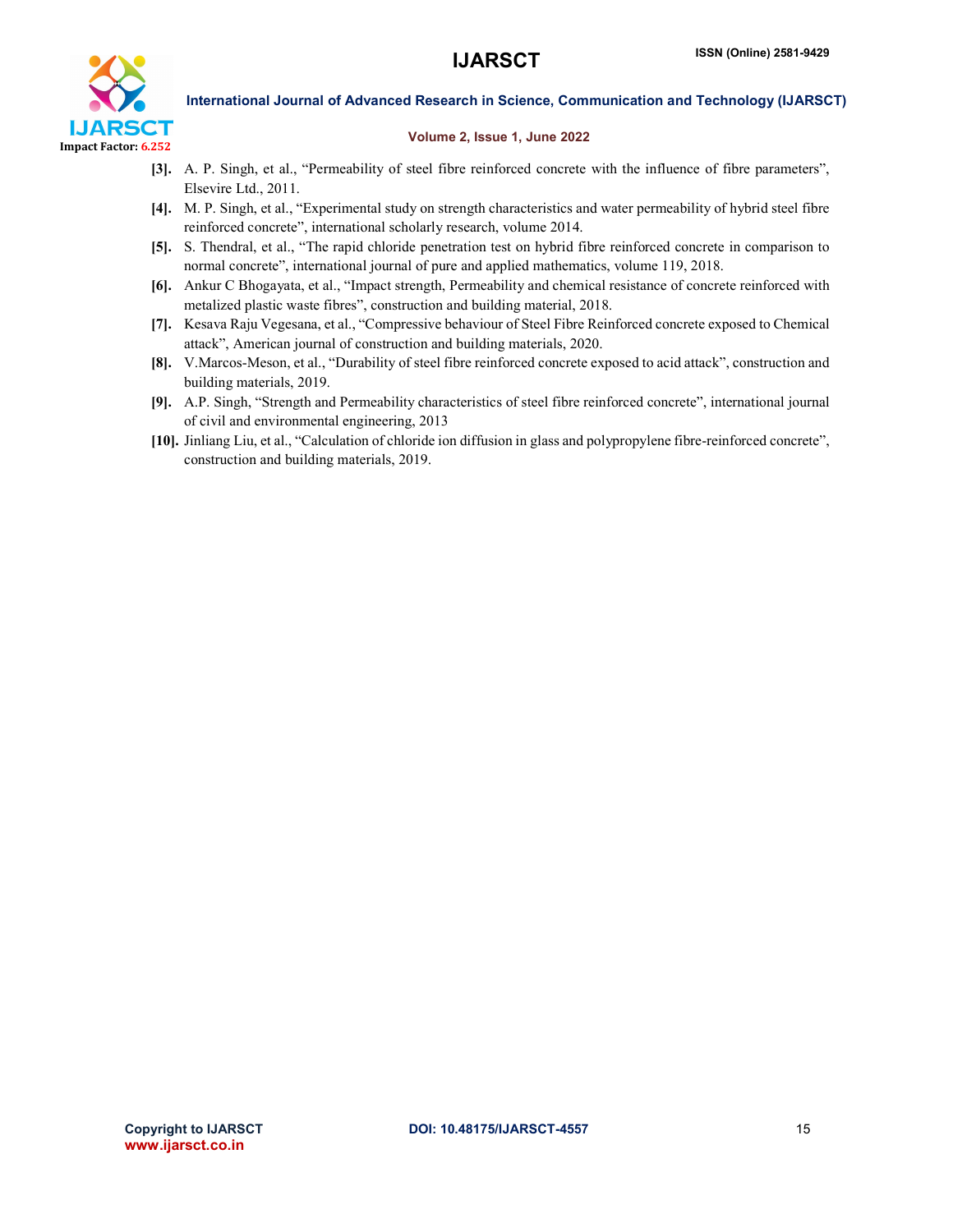[3]. A. P. Singh, et al., "Permeability of steel fibre reinforced concrete with the influence of fibre parameters", Elsevire Ltd., 2011.

[4]. M. P. Singh, et al., "Experimental study on strength characteristics and water permeability of hybrid steel fibre reinforced concrete", international scholarly research, volume 2014.

[5]. S. Thendral, et al., "The rapid chloride penetration test on hybrid fibre reinforced concrete in comparison to normal concrete", international journal of pure and applied mathematics, volume 119, 2018.

[6]. Ankur C Bhogayata, et al., "Impact strength, Permeability and chemical resistance of concrete reinforced with metalized plastic waste fibres", construction and building material, 2018.

[7]. Kesava Raju Vegesana, et al., "Compressive behaviour of Steel Fibre Reinforced concrete exposed to Chemical attack", American journal of construction and building materials, 2020.

[8]. V.Marcos-Meson, et al., "Durability of steel fibre reinforced concrete exposed to acid attack", construction and building materials, 2019.

[9]. A.P. Singh, "Strength and Permeability characteristics of steel fibre reinforced concrete", international journal of civil and environmental engineering, 2013

[10]. Jinliang Liu, et al., "Calculation of chloride ion diffusion in glass and polypropylene fibre-reinforced concrete", construction and building materials, 2019.